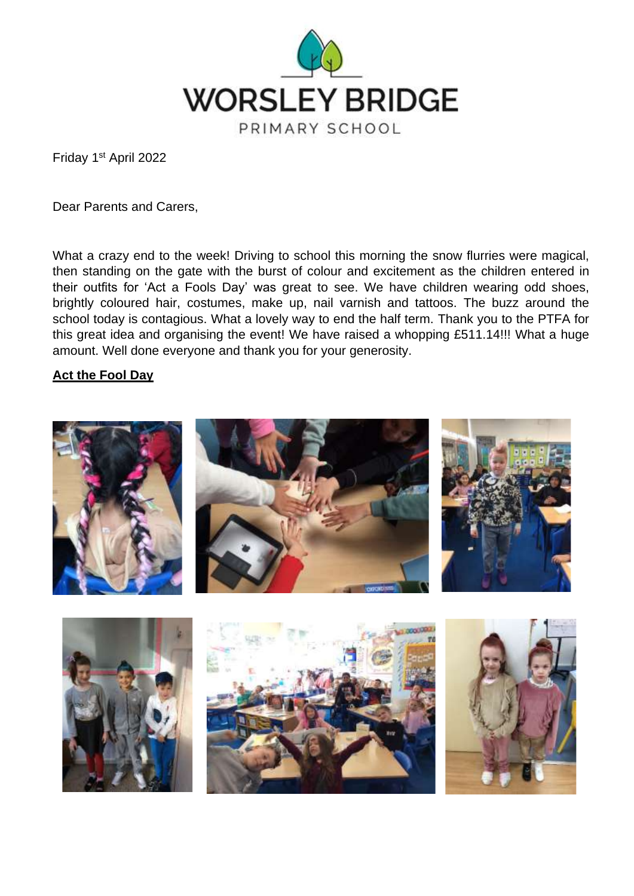WORSLEY BRIDGE

PRIMARY SCHOOL

Friday 1st April 2022

Dear Parents and Carers,

What a crazy end to the week! Driving to school this morning the snow flurries were magical, then standing on the gate with the burst of colour and excitement as the children entered in their outfits for 'Act a Fools Day' was great to see. We have children wearing odd shoes, brightly coloured hair, costumes, make up, nail varnish and tattoos. The buzz around the school today is contagious. What a lovely way to end the half term. Thank you to the PTFA for this great idea and organising the event! We have raised a whopping £511.14!!! What a huge amount. Well done everyone and thank you for your generosity.

**Act the Fool Day**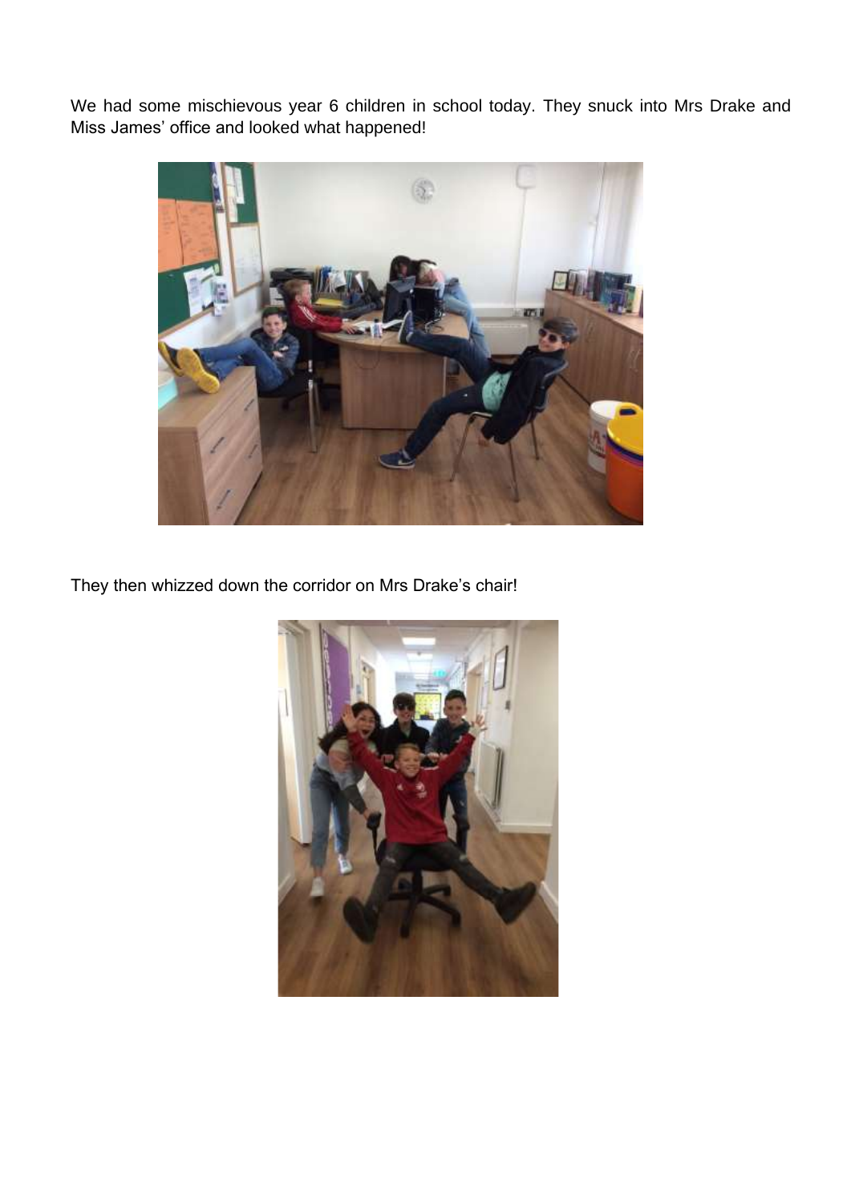We had some mischievous year 6 children in school today. They snuck into Mrs Drake and Miss James' office and looked what happened!

They then whizzed down the corridor on Mrs Drake's chair!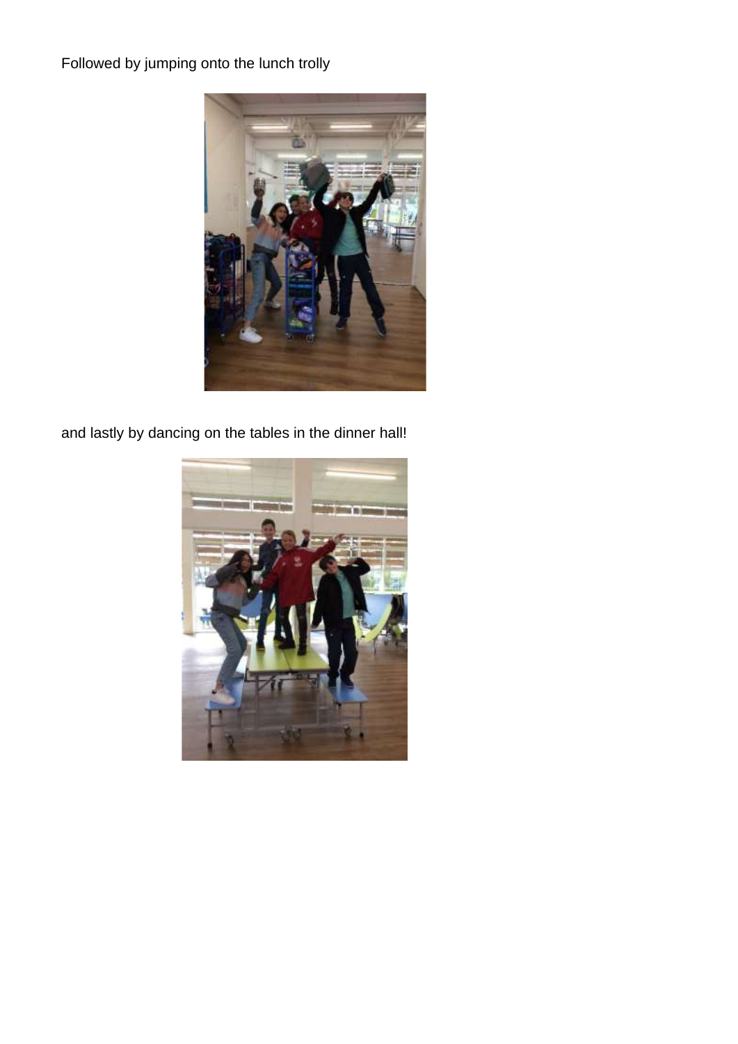Followed by jumping onto the lunch trolly

and lastly by dancing on the tables in the dinner hall!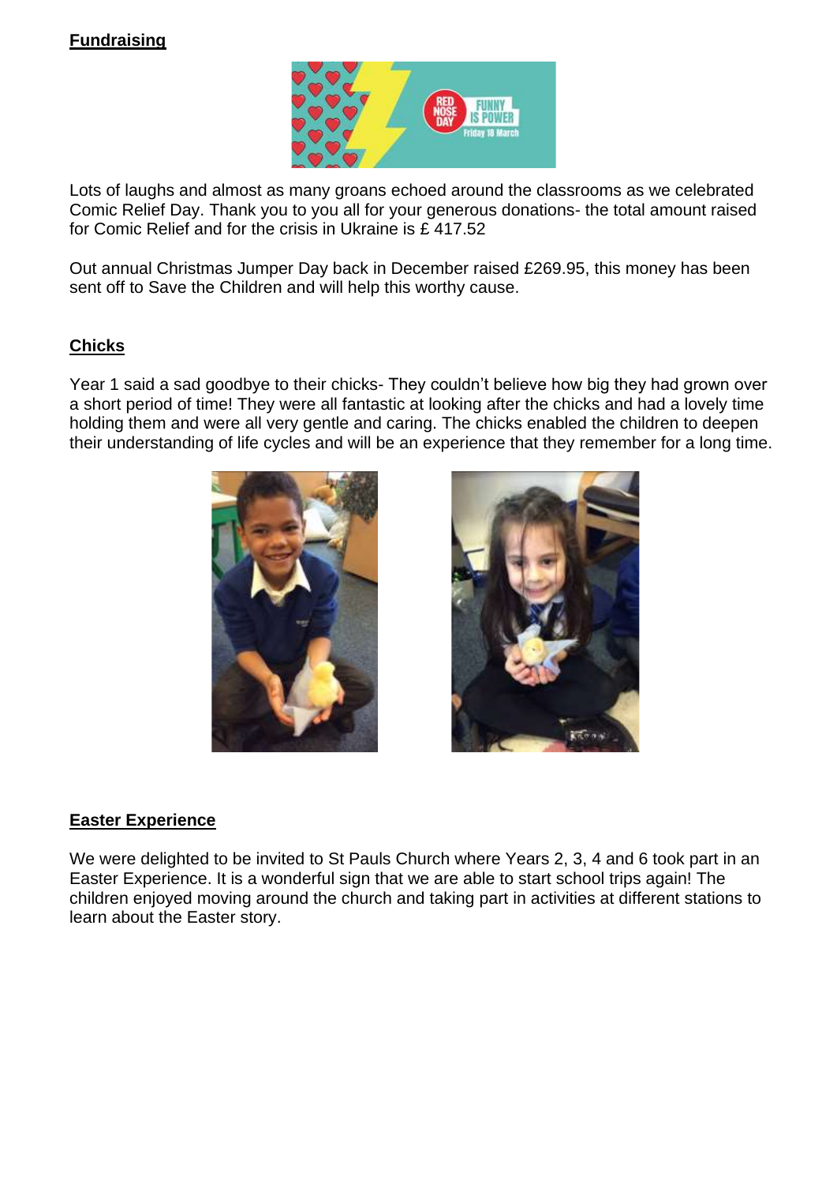## Fundraising

Lots of laughs and almost as many groans echoed around the classrooms as we celebrated Comic Relief Day. Thank you to you all for your generous donations- the total amount raised for Comic Relief and for the crisis in Ukraine is £ 417.52

Out annual Christmas Jumper Day back in December raised £269.95, this money has been sent off to Save the Children and will help this worthy cause.

## Chicks

Year 1 said a sad goodbye to their chicks- They couldn't believe how big they had grown over a short period of time! They were all fantastic at looking after the chicks and had a lovely time holding them and were all very gentle and caring. The chicks enabled the children to deepen their understanding of life cycles and will be an experience that they remember for a long time.

## Easter Experience

We were delighted to be invited to St Pauls Church where Years 2, 3, 4 and 6 took part in an Easter Experience. It is a wonderful sign that we are able to start school trips again! The children enjoyed moving around the church and taking part in activities at different stations to learn about the Easter story.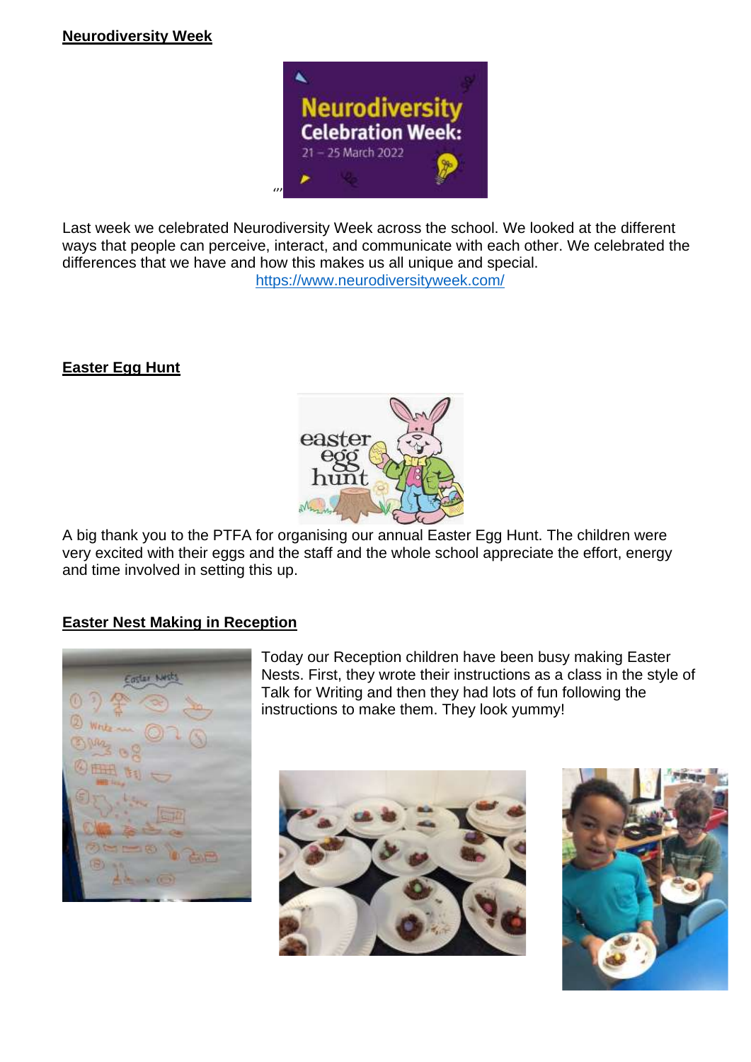## Neurodiversity Week

Last week we celebrated Neurodiversity Week across the school. We looked at the different ways that people can perceive, interact, and communicate with each other. We celebrated the differences that we have and how this makes us all unique and special.

https://www.neurodiversityweek.com/

## Easter Egg Hunt

A big thank you to the PTFA for organising our annual Easter Egg Hunt. The children were very excited with their eggs and the staff and the whole school appreciate the effort, energy and time involved in setting this up.

## Easter Nest Making in Reception

Today our Reception children have been busy making Easter Nests. First, they wrote their instructions as a class in the style of Talk for Writing and then they had lots of fun following the instructions to make them. They look yummy!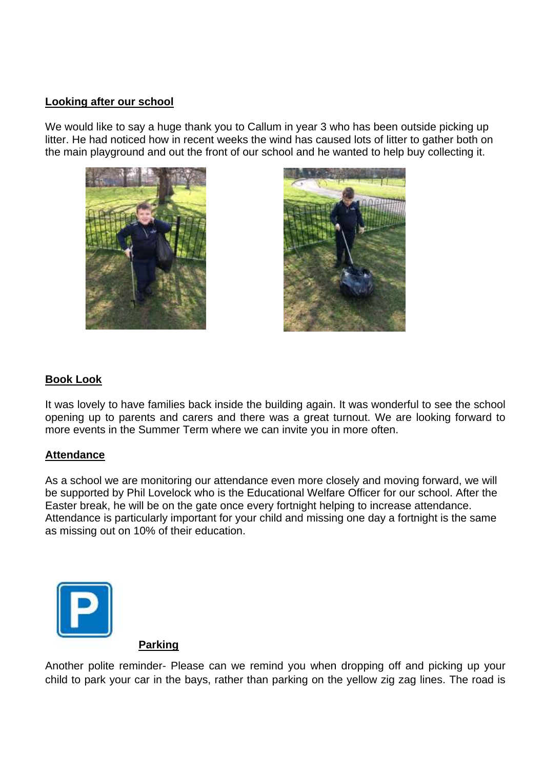## Looking after our school

We would like to say a huge thank you to Callum in year 3 who has been outside picking up litter. He had noticed how in recent weeks the wind has caused lots of litter to gather both on the main playground and out the front of our school and he wanted to help buy collecting it.

## Book Look

It was lovely to have families back inside the building again. It was wonderful to see the school opening up to parents and carers and there was a great turnout. We are looking forward to more events in the Summer Term where we can invite you in more often.

## Attendance

As a school we are monitoring our attendance even more closely and moving forward, we will be supported by Phil Lovelock who is the Educational Welfare Officer for our school. After the Easter break, he will be on the gate once every fortnight helping to increase attendance. Attendance is particularly important for your child and missing one day a fortnight is the same as missing out on 10% of their education.

## Parking

Another polite reminder- Please can we remind you when dropping off and picking up your child to park your car in the bays, rather than parking on the yellow zig zag lines. The road is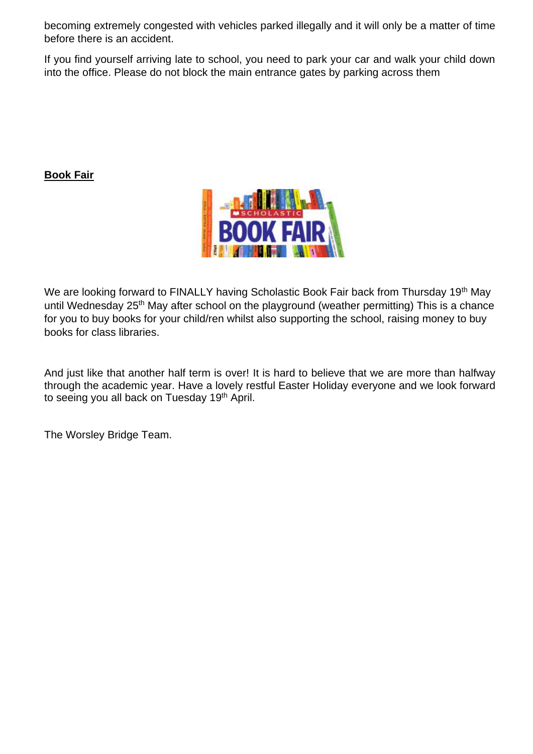becoming extremely congested with vehicles parked illegally and it will only be a matter of time before there is an accident.

If you find yourself arriving late to school, you need to park your car and walk your child down into the office. Please do not block the main entrance gates by parking across them

**Book Fair**

We are looking forward to FINALLY having Scholastic Book Fair back from Thursday 19th May until Wednesday 25th May after school on the playground (weather permitting) This is a chance for you to buy books for your child/ren whilst also supporting the school, raising money to buy books for class libraries.

And just like that another half term is over! It is hard to believe that we are more than halfway through the academic year. Have a lovely restful Easter Holiday everyone and we look forward to seeing you all back on Tuesday 19th April.

The Worsley Bridge Team.